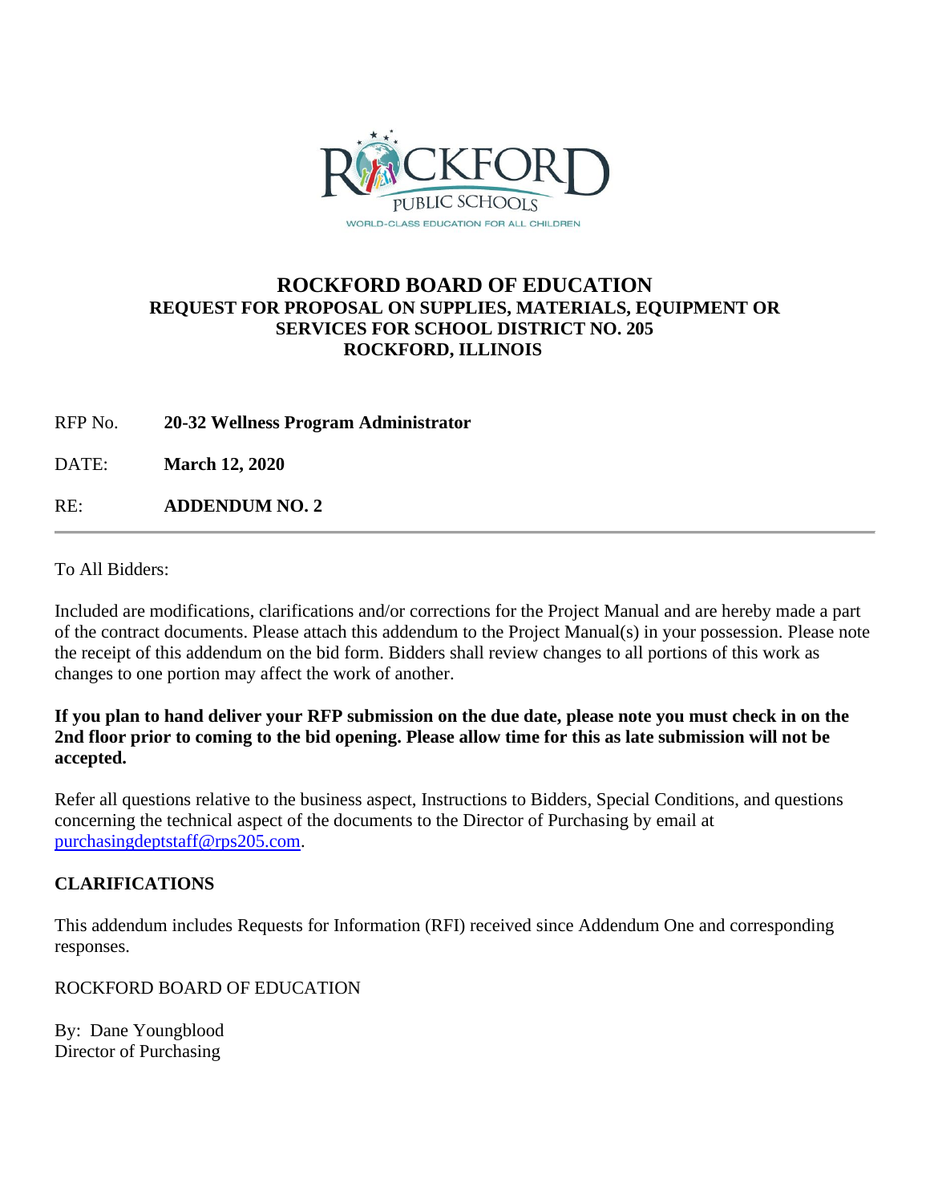# ROCKFORD BOARD OF EDUCATION

## REQUEST FOR PROPOSAL ON SUPPLIES, MATERIALS, EQUIPMENT OR SERVICES FOR SCHOOL DISTRICT NO. 205 ROCKFORD, ILLINOIS

RFP No. **20-32 Wellness Program Administrator**

DATE: **March 12, 2020**

RE: **ADDENDUM NO. 2**

---

To All Bidders:

Included are modifications, clarifications and/or corrections for the Project Manual and are hereby made a part of the contract documents. Please attach this addendum to the Project Manual(s) in your possession. Please note the receipt of this addendum on the bid form. Bidders shall review changes to all portions of this work as changes to one portion may affect the work of another.

**If you plan to hand deliver your RFP submission on the due date, please note you must check in on the 2nd floor prior to coming to the bid opening. Please allow time for this as late submission will not be accepted.**

Refer all questions relative to the business aspect, Instructions to Bidders, Special Conditions, and questions concerning the technical aspect of the documents to the Director of Purchasing by email at purchasingdeptstaff@rps205.com.

**CLARIFICATIONS**

This addendum includes Requests for Information (RFI) received since Addendum One and corresponding responses.

ROCKFORD BOARD OF EDUCATION

By: Dane Youngblood
Director of Purchasing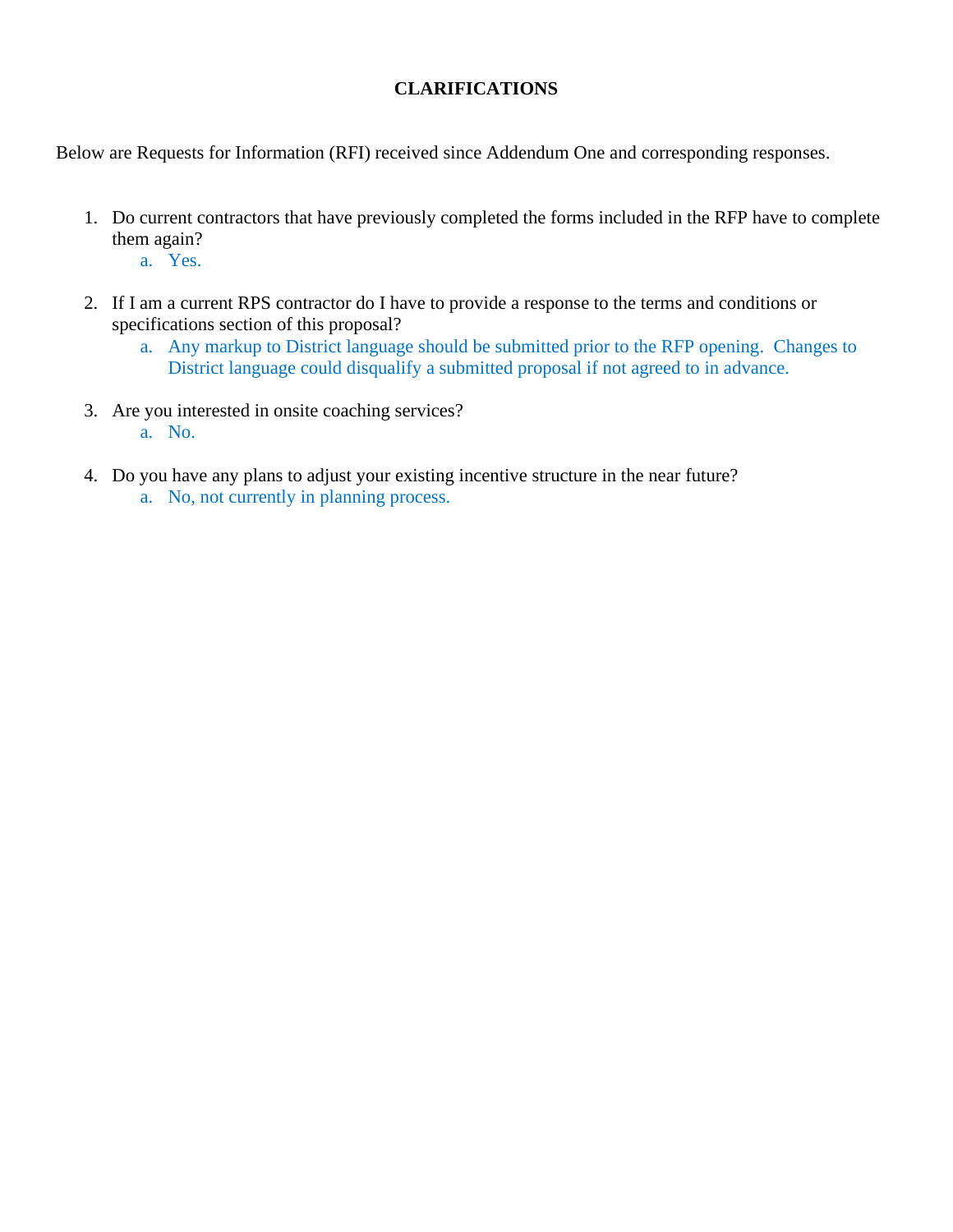**CLARIFICATIONS**

Below are Requests for Information (RFI) received since Addendum One and corresponding responses.

1. Do current contractors that have previously completed the forms included in the RFP have to complete them again?
    a. Yes.

2. If I am a current RPS contractor do I have to provide a response to the terms and conditions or specifications section of this proposal?
    a. Any markup to District language should be submitted prior to the RFP opening. Changes to District language could disqualify a submitted proposal if not agreed to in advance.

3. Are you interested in onsite coaching services?
    a. No.

4. Do you have any plans to adjust your existing incentive structure in the near future?
    a. No, not currently in planning process.